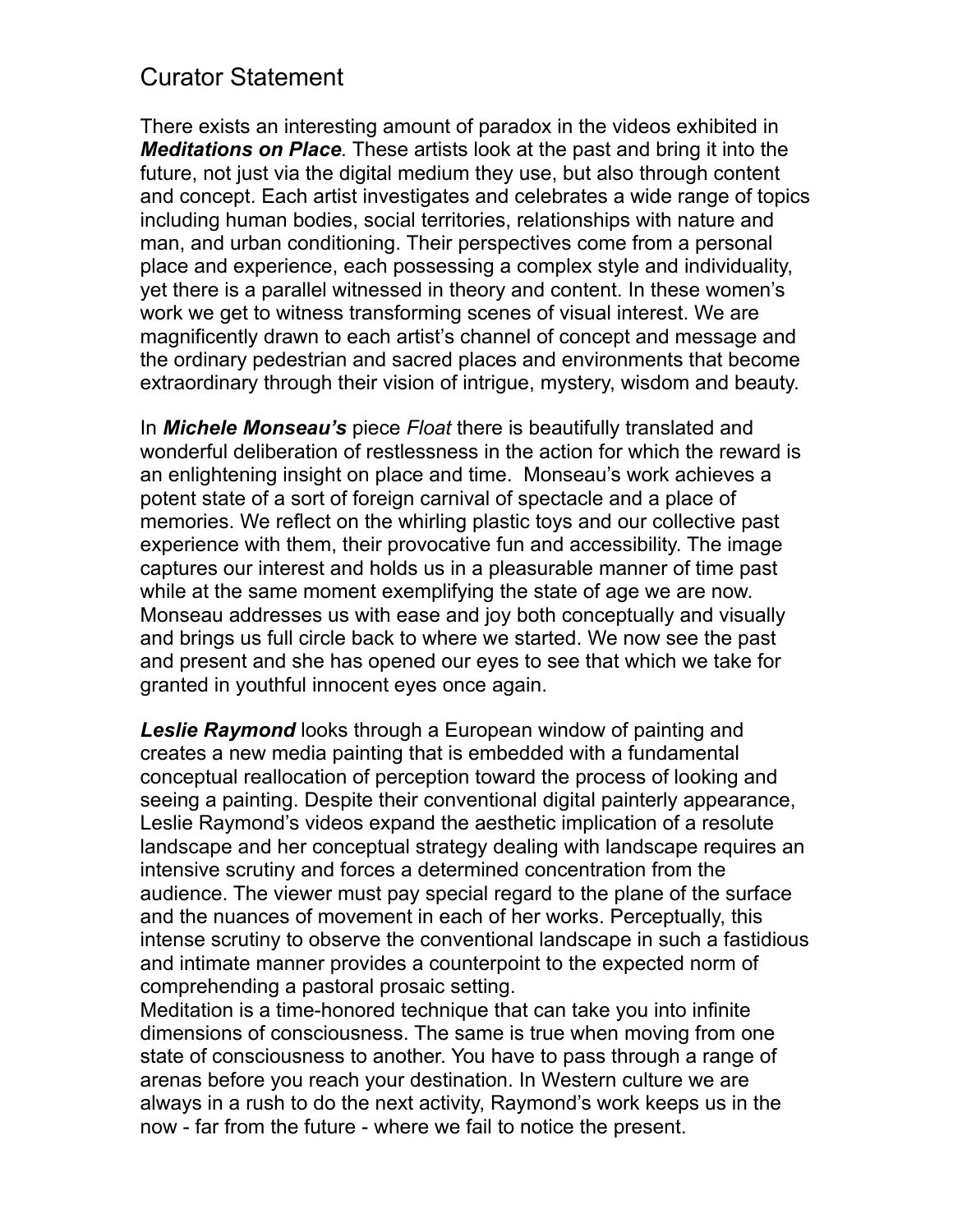# Curator Statement

There exists an interesting amount of paradox in the videos exhibited in ***Meditations on Place**.* These artists look at the past and bring it into the future, not just via the digital medium they use, but also through content and concept. Each artist investigates and celebrates a wide range of topics including human bodies, social territories, relationships with nature and man, and urban conditioning. Their perspectives come from a personal place and experience, each possessing a complex style and individuality, yet there is a parallel witnessed in theory and content. In these women's work we get to witness transforming scenes of visual interest. We are magnificently drawn to each artist's channel of concept and message and the ordinary pedestrian and sacred places and environments that become extraordinary through their vision of intrigue, mystery, wisdom and beauty.

In ***Michele Monseau's*** piece *Float* there is beautifully translated and wonderful deliberation of restlessness in the action for which the reward is an enlightening insight on place and time. Monseau's work achieves a potent state of a sort of foreign carnival of spectacle and a place of memories. We reflect on the whirling plastic toys and our collective past experience with them, their provocative fun and accessibility. The image captures our interest and holds us in a pleasurable manner of time past while at the same moment exemplifying the state of age we are now. Monseau addresses us with ease and joy both conceptually and visually and brings us full circle back to where we started. We now see the past and present and she has opened our eyes to see that which we take for granted in youthful innocent eyes once again.

***Leslie Raymond*** looks through a European window of painting and creates a new media painting that is embedded with a fundamental conceptual reallocation of perception toward the process of looking and seeing a painting. Despite their conventional digital painterly appearance, Leslie Raymond's videos expand the aesthetic implication of a resolute landscape and her conceptual strategy dealing with landscape requires an intensive scrutiny and forces a determined concentration from the audience. The viewer must pay special regard to the plane of the surface and the nuances of movement in each of her works. Perceptually, this intense scrutiny to observe the conventional landscape in such a fastidious and intimate manner provides a counterpoint to the expected norm of comprehending a pastoral prosaic setting.

Meditation is a time-honored technique that can take you into infinite dimensions of consciousness. The same is true when moving from one state of consciousness to another. You have to pass through a range of arenas before you reach your destination. In Western culture we are always in a rush to do the next activity, Raymond's work keeps us in the now - far from the future - where we fail to notice the present.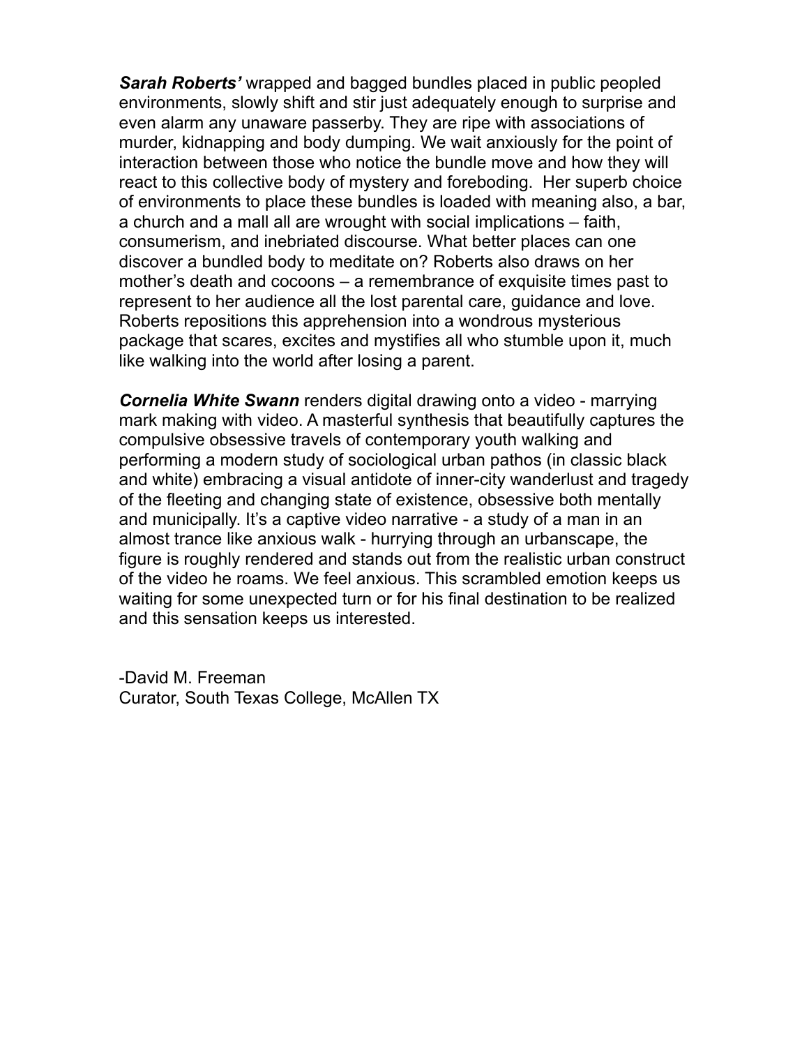***Sarah Roberts'*** wrapped and bagged bundles placed in public peopled environments, slowly shift and stir just adequately enough to surprise and even alarm any unaware passerby. They are ripe with associations of murder, kidnapping and body dumping. We wait anxiously for the point of interaction between those who notice the bundle move and how they will react to this collective body of mystery and foreboding. Her superb choice of environments to place these bundles is loaded with meaning also, a bar, a church and a mall all are wrought with social implications – faith, consumerism, and inebriated discourse. What better places can one discover a bundled body to meditate on? Roberts also draws on her mother's death and cocoons – a remembrance of exquisite times past to represent to her audience all the lost parental care, guidance and love. Roberts repositions this apprehension into a wondrous mysterious package that scares, excites and mystifies all who stumble upon it, much like walking into the world after losing a parent.

***Cornelia White Swann*** renders digital drawing onto a video - marrying mark making with video. A masterful synthesis that beautifully captures the compulsive obsessive travels of contemporary youth walking and performing a modern study of sociological urban pathos (in classic black and white) embracing a visual antidote of inner-city wanderlust and tragedy of the fleeting and changing state of existence, obsessive both mentally and municipally. It's a captive video narrative - a study of a man in an almost trance like anxious walk - hurrying through an urbanscape, the figure is roughly rendered and stands out from the realistic urban construct of the video he roams. We feel anxious. This scrambled emotion keeps us waiting for some unexpected turn or for his final destination to be realized and this sensation keeps us interested.

-David M. Freeman
Curator, South Texas College, McAllen TX